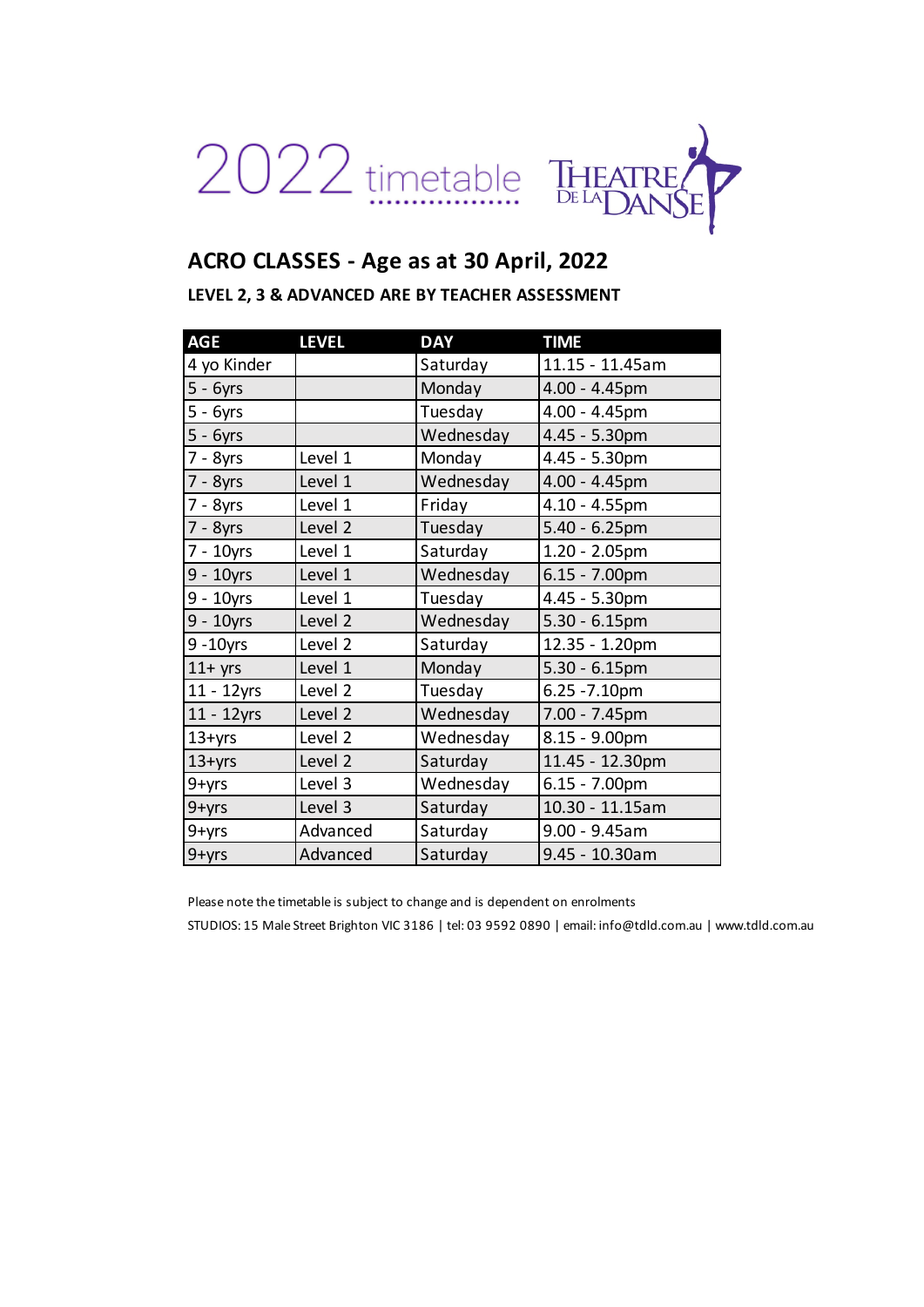# 2022 timetable

THEATRE DE LA DANSE

## ACRO CLASSES - Age as at 30 April, 2022

### LEVEL 2, 3 & ADVANCED ARE BY TEACHER ASSESSMENT

| AGE | LEVEL | DAY | TIME |
|---|---|---|---|
| 4 yo Kinder | | Saturday | 11.15 - 11.45am |
| 5 - 6yrs | | Monday | 4.00 - 4.45pm |
| 5 - 6yrs | | Tuesday | 4.00 - 4.45pm |
| 5 - 6yrs | | Wednesday | 4.45 - 5.30pm |
| 7 - 8yrs | Level 1 | Monday | 4.45 - 5.30pm |
| 7 - 8yrs | Level 1 | Wednesday | 4.00 - 4.45pm |
| 7 - 8yrs | Level 1 | Friday | 4.10 - 4.55pm |
| 7 - 8yrs | Level 2 | Tuesday | 5.40 - 6.25pm |
| 7 - 10yrs | Level 1 | Saturday | 1.20 - 2.05pm |
| 9 - 10yrs | Level 1 | Wednesday | 6.15 - 7.00pm |
| 9 - 10yrs | Level 1 | Tuesday | 4.45 - 5.30pm |
| 9 - 10yrs | Level 2 | Wednesday | 5.30 - 6.15pm |
| 9 -10yrs | Level 2 | Saturday | 12.35 - 1.20pm |
| 11+ yrs | Level 1 | Monday | 5.30 - 6.15pm |
| 11 - 12yrs | Level 2 | Tuesday | 6.25 -7.10pm |
| 11 - 12yrs | Level 2 | Wednesday | 7.00 - 7.45pm |
| 13+yrs | Level 2 | Wednesday | 8.15 - 9.00pm |
| 13+yrs | Level 2 | Saturday | 11.45 - 12.30pm |
| 9+yrs | Level 3 | Wednesday | 6.15 - 7.00pm |
| 9+yrs | Level 3 | Saturday | 10.30 - 11.15am |
| 9+yrs | Advanced | Saturday | 9.00 - 9.45am |
| 9+yrs | Advanced | Saturday | 9.45 - 10.30am |

Please note the timetable is subject to change and is dependent on enrolments

STUDIOS: 15 Male Street Brighton VIC 3186 | tel: 03 9592 0890 | email: info@tdld.com.au | www.tdld.com.au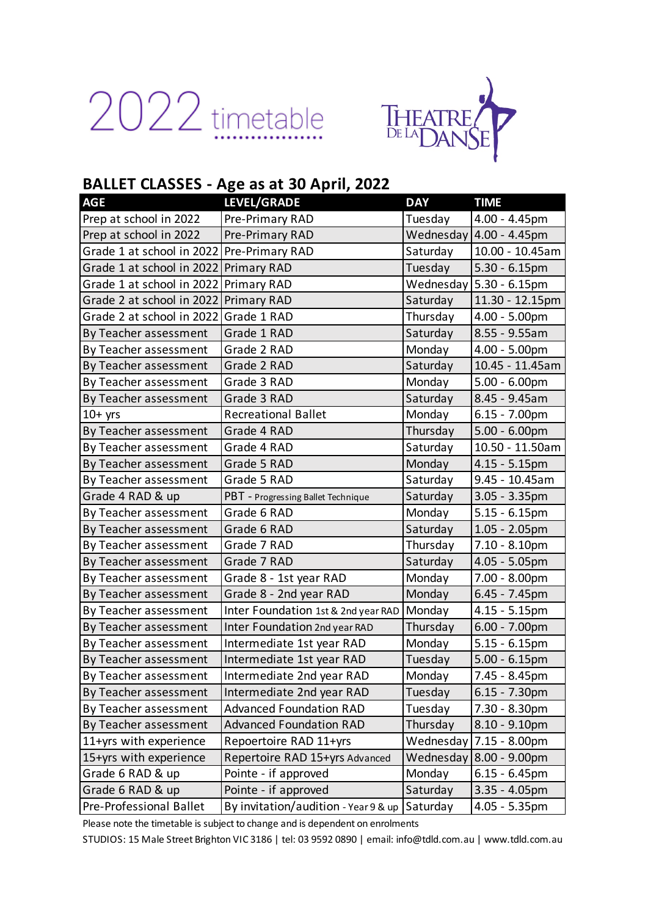# 2022 timetable

THEATRE DE LA DANSE

## BALLET CLASSES - Age as at 30 April, 2022

| AGE | LEVEL/GRADE | DAY | TIME |
|---|---|---|---|
| Prep at school in 2022 | Pre-Primary RAD | Tuesday | 4.00 - 4.45pm |
| Prep at school in 2022 | Pre-Primary RAD | Wednesday | 4.00 - 4.45pm |
| Grade 1 at school in 2022 | Pre-Primary RAD | Saturday | 10.00 - 10.45am |
| Grade 1 at school in 2022 | Primary RAD | Tuesday | 5.30 - 6.15pm |
| Grade 1 at school in 2022 | Primary RAD | Wednesday | 5.30 - 6.15pm |
| Grade 2 at school in 2022 | Primary RAD | Saturday | 11.30 - 12.15pm |
| Grade 2 at school in 2022 | Grade 1 RAD | Thursday | 4.00 - 5.00pm |
| By Teacher assessment | Grade 1 RAD | Saturday | 8.55 - 9.55am |
| By Teacher assessment | Grade 2 RAD | Monday | 4.00 - 5.00pm |
| By Teacher assessment | Grade 2 RAD | Saturday | 10.45 - 11.45am |
| By Teacher assessment | Grade 3 RAD | Monday | 5.00 - 6.00pm |
| By Teacher assessment | Grade 3 RAD | Saturday | 8.45 - 9.45am |
| 10+ yrs | Recreational Ballet | Monday | 6.15 - 7.00pm |
| By Teacher assessment | Grade 4 RAD | Thursday | 5.00 - 6.00pm |
| By Teacher assessment | Grade 4 RAD | Saturday | 10.50 - 11.50am |
| By Teacher assessment | Grade 5 RAD | Monday | 4.15 - 5.15pm |
| By Teacher assessment | Grade 5 RAD | Saturday | 9.45 - 10.45am |
| Grade 4 RAD & up | PBT - Progressing Ballet Technique | Saturday | 3.05 - 3.35pm |
| By Teacher assessment | Grade 6 RAD | Monday | 5.15 - 6.15pm |
| By Teacher assessment | Grade 6 RAD | Saturday | 1.05 - 2.05pm |
| By Teacher assessment | Grade 7 RAD | Thursday | 7.10 - 8.10pm |
| By Teacher assessment | Grade 7 RAD | Saturday | 4.05 - 5.05pm |
| By Teacher assessment | Grade 8 - 1st year RAD | Monday | 7.00 - 8.00pm |
| By Teacher assessment | Grade 8 - 2nd year RAD | Monday | 6.45 - 7.45pm |
| By Teacher assessment | Inter Foundation 1st & 2nd year RAD | Monday | 4.15 - 5.15pm |
| By Teacher assessment | Inter Foundation 2nd year RAD | Thursday | 6.00 - 7.00pm |
| By Teacher assessment | Intermediate 1st year RAD | Monday | 5.15 - 6.15pm |
| By Teacher assessment | Intermediate 1st year RAD | Tuesday | 5.00 - 6.15pm |
| By Teacher assessment | Intermediate 2nd year RAD | Monday | 7.45 - 8.45pm |
| By Teacher assessment | Intermediate 2nd year RAD | Tuesday | 6.15 - 7.30pm |
| By Teacher assessment | Advanced Foundation RAD | Tuesday | 7.30 - 8.30pm |
| By Teacher assessment | Advanced Foundation RAD | Thursday | 8.10 - 9.10pm |
| 11+yrs with experience | Repoertoire RAD 11+yrs | Wednesday | 7.15 - 8.00pm |
| 15+yrs with experience | Repertoire RAD 15+yrs Advanced | Wednesday | 8.00 - 9.00pm |
| Grade 6 RAD & up | Pointe - if approved | Monday | 6.15 - 6.45pm |
| Grade 6 RAD & up | Pointe - if approved | Saturday | 3.35 - 4.05pm |
| Pre-Professional Ballet | By invitation/audition - Year 9 & up | Saturday | 4.05 - 5.35pm |

Please note the timetable is subject to change and is dependent on enrolments

STUDIOS: 15 Male Street Brighton VIC 3186 | tel: 03 9592 0890 | email: info@tdld.com.au | www.tdld.com.au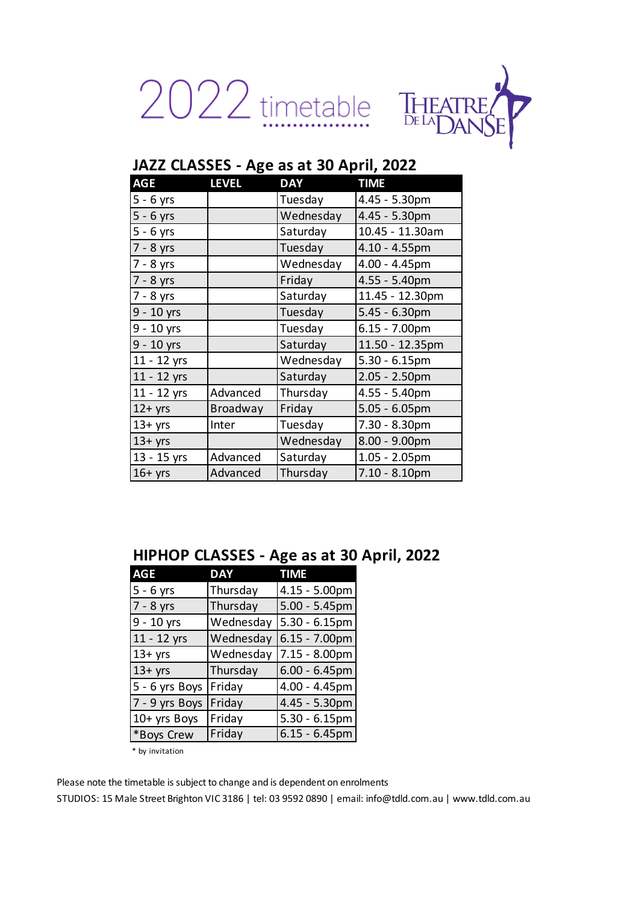# 2022 timetable

THEATRE DE LA DANSE

## JAZZ CLASSES - Age as at 30 April, 2022

| AGE | LEVEL | DAY | TIME |
|---|---|---|---|
| 5 - 6 yrs | | Tuesday | 4.45 - 5.30pm |
| 5 - 6 yrs | | Wednesday | 4.45 - 5.30pm |
| 5 - 6 yrs | | Saturday | 10.45 - 11.30am |
| 7 - 8 yrs | | Tuesday | 4.10 - 4.55pm |
| 7 - 8 yrs | | Wednesday | 4.00 - 4.45pm |
| 7 - 8 yrs | | Friday | 4.55 - 5.40pm |
| 7 - 8 yrs | | Saturday | 11.45 - 12.30pm |
| 9 - 10 yrs | | Tuesday | 5.45 - 6.30pm |
| 9 - 10 yrs | | Tuesday | 6.15 - 7.00pm |
| 9 - 10 yrs | | Saturday | 11.50 - 12.35pm |
| 11 - 12 yrs | | Wednesday | 5.30 - 6.15pm |
| 11 - 12 yrs | | Saturday | 2.05 - 2.50pm |
| 11 - 12 yrs | Advanced | Thursday | 4.55 - 5.40pm |
| 12+ yrs | Broadway | Friday | 5.05 - 6.05pm |
| 13+ yrs | Inter | Tuesday | 7.30 - 8.30pm |
| 13+ yrs | | Wednesday | 8.00 - 9.00pm |
| 13 - 15 yrs | Advanced | Saturday | 1.05 - 2.05pm |
| 16+ yrs | Advanced | Thursday | 7.10 - 8.10pm |

## HIPHOP CLASSES - Age as at 30 April, 2022

| AGE | DAY | TIME |
|---|---|---|
| 5 - 6 yrs | Thursday | 4.15 - 5.00pm |
| 7 - 8 yrs | Thursday | 5.00 - 5.45pm |
| 9 - 10 yrs | Wednesday | 5.30 - 6.15pm |
| 11 - 12 yrs | Wednesday | 6.15 - 7.00pm |
| 13+ yrs | Wednesday | 7.15 - 8.00pm |
| 13+ yrs | Thursday | 6.00 - 6.45pm |
| 5 - 6 yrs Boys | Friday | 4.00 - 4.45pm |
| 7 - 9 yrs Boys | Friday | 4.45 - 5.30pm |
| 10+ yrs Boys | Friday | 5.30 - 6.15pm |
| *Boys Crew | Friday | 6.15 - 6.45pm |

\* by invitation

Please note the timetable is subject to change and is dependent on enrolments

STUDIOS: 15 Male Street Brighton VIC 3186 | tel: 03 9592 0890 | email: info@tdld.com.au | www.tdld.com.au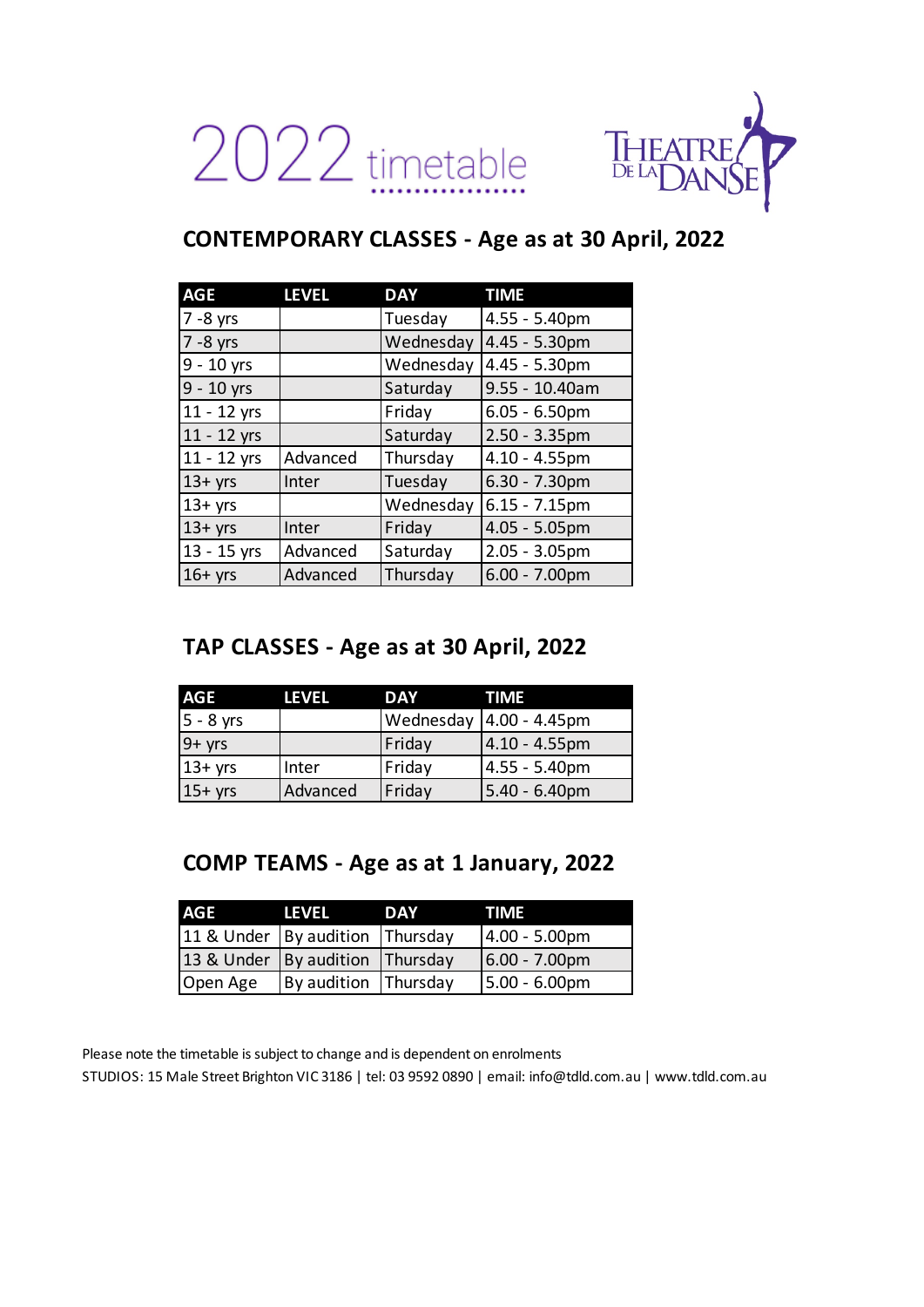# 2022 timetable

THEATRE DE LA DANSE

## CONTEMPORARY CLASSES - Age as at 30 April, 2022

| AGE | LEVEL | DAY | TIME |
|---|---|---|---|
| 7 -8 yrs | | Tuesday | 4.55 - 5.40pm |
| 7 -8 yrs | | Wednesday | 4.45 - 5.30pm |
| 9 - 10 yrs | | Wednesday | 4.45 - 5.30pm |
| 9 - 10 yrs | | Saturday | 9.55 - 10.40am |
| 11 - 12 yrs | | Friday | 6.05 - 6.50pm |
| 11 - 12 yrs | | Saturday | 2.50 - 3.35pm |
| 11 - 12 yrs | Advanced | Thursday | 4.10 - 4.55pm |
| 13+ yrs | Inter | Tuesday | 6.30 - 7.30pm |
| 13+ yrs | | Wednesday | 6.15 - 7.15pm |
| 13+ yrs | Inter | Friday | 4.05 - 5.05pm |
| 13 - 15 yrs | Advanced | Saturday | 2.05 - 3.05pm |
| 16+ yrs | Advanced | Thursday | 6.00 - 7.00pm |

## TAP CLASSES - Age as at 30 April, 2022

| AGE | LEVEL | DAY | TIME |
|---|---|---|---|
| 5 - 8 yrs | | Wednesday | 4.00 - 4.45pm |
| 9+ yrs | | Friday | 4.10 - 4.55pm |
| 13+ yrs | Inter | Friday | 4.55 - 5.40pm |
| 15+ yrs | Advanced | Friday | 5.40 - 6.40pm |

## COMP TEAMS - Age as at 1 January, 2022

| AGE | LEVEL | DAY | TIME |
|---|---|---|---|
| 11 & Under | By audition | Thursday | 4.00 - 5.00pm |
| 13 & Under | By audition | Thursday | 6.00 - 7.00pm |
| Open Age | By audition | Thursday | 5.00 - 6.00pm |

Please note the timetable is subject to change and is dependent on enrolments

STUDIOS: 15 Male Street Brighton VIC 3186 | tel: 03 9592 0890 | email: info@tdld.com.au | www.tdld.com.au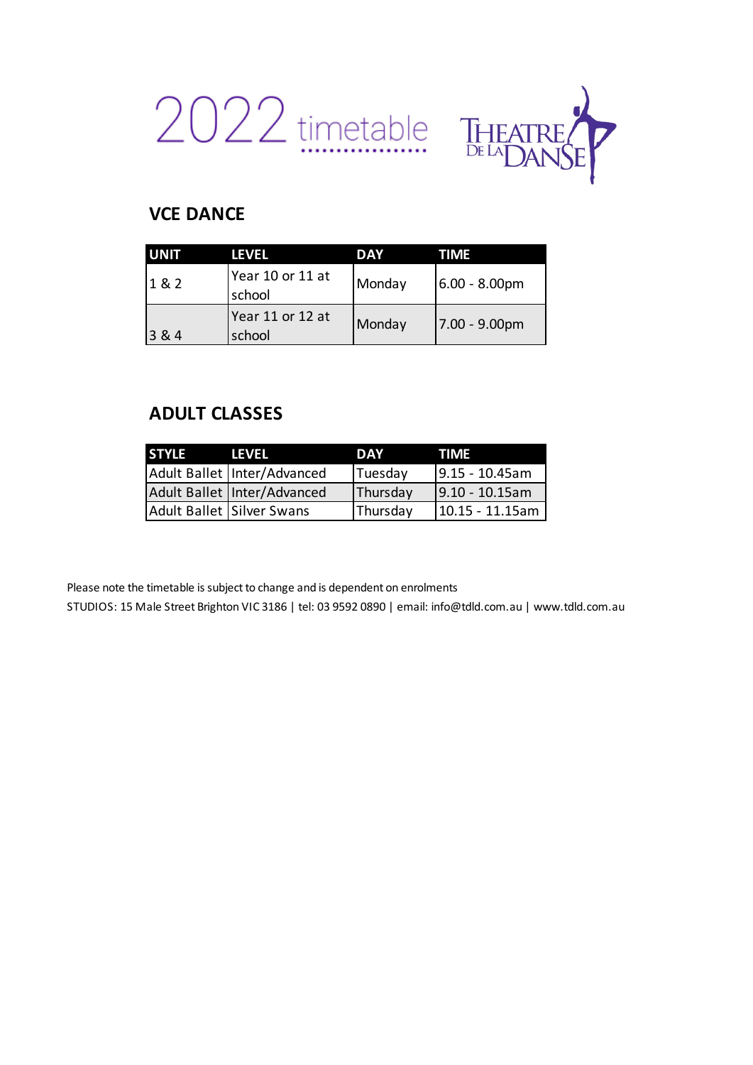# 2022 timetable

THEATRE DE LA DANSE

## VCE DANCE

| UNIT | LEVEL | DAY | TIME |
|---|---|---|---|
| 1 & 2 | Year 10 or 11 at school | Monday | 6.00 - 8.00pm |
| 3 & 4 | Year 11 or 12 at school | Monday | 7.00 - 9.00pm |

## ADULT CLASSES

| STYLE | LEVEL | DAY | TIME |
|---|---|---|---|
| Adult Ballet | Inter/Advanced | Tuesday | 9.15 - 10.45am |
| Adult Ballet | Inter/Advanced | Thursday | 9.10 - 10.15am |
| Adult Ballet | Silver Swans | Thursday | 10.15 - 11.15am |

Please note the timetable is subject to change and is dependent on enrolments

STUDIOS: 15 Male Street Brighton VIC 3186 | tel: 03 9592 0890 | email: info@tdld.com.au | www.tdld.com.au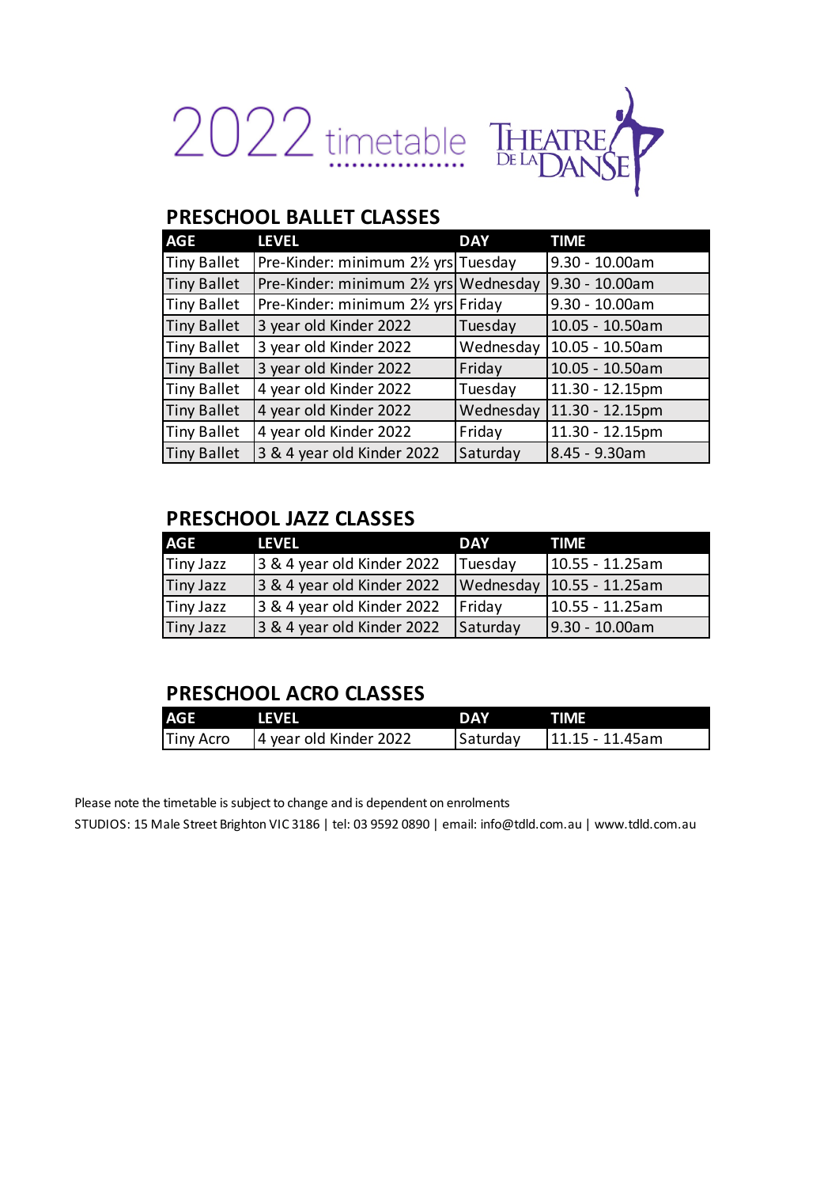# 2022 timetable

THEATRE DE LA DANSE

## PRESCHOOL BALLET CLASSES

| AGE | LEVEL | DAY | TIME |
|---|---|---|---|
| Tiny Ballet | Pre-Kinder: minimum 2½ yrs | Tuesday | 9.30 - 10.00am |
| Tiny Ballet | Pre-Kinder: minimum 2½ yrs | Wednesday | 9.30 - 10.00am |
| Tiny Ballet | Pre-Kinder: minimum 2½ yrs | Friday | 9.30 - 10.00am |
| Tiny Ballet | 3 year old Kinder 2022 | Tuesday | 10.05 - 10.50am |
| Tiny Ballet | 3 year old Kinder 2022 | Wednesday | 10.05 - 10.50am |
| Tiny Ballet | 3 year old Kinder 2022 | Friday | 10.05 - 10.50am |
| Tiny Ballet | 4 year old Kinder 2022 | Tuesday | 11.30 - 12.15pm |
| Tiny Ballet | 4 year old Kinder 2022 | Wednesday | 11.30 - 12.15pm |
| Tiny Ballet | 4 year old Kinder 2022 | Friday | 11.30 - 12.15pm |
| Tiny Ballet | 3 & 4 year old Kinder 2022 | Saturday | 8.45 - 9.30am |

## PRESCHOOL JAZZ CLASSES

| AGE | LEVEL | DAY | TIME |
|---|---|---|---|
| Tiny Jazz | 3 & 4 year old Kinder 2022 | Tuesday | 10.55 - 11.25am |
| Tiny Jazz | 3 & 4 year old Kinder 2022 | Wednesday | 10.55 - 11.25am |
| Tiny Jazz | 3 & 4 year old Kinder 2022 | Friday | 10.55 - 11.25am |
| Tiny Jazz | 3 & 4 year old Kinder 2022 | Saturday | 9.30 - 10.00am |

## PRESCHOOL ACRO CLASSES

| AGE | LEVEL | DAY | TIME |
|---|---|---|---|
| Tiny Acro | 4 year old Kinder 2022 | Saturday | 11.15 - 11.45am |

Please note the timetable is subject to change and is dependent on enrolments

STUDIOS: 15 Male Street Brighton VIC 3186 | tel: 03 9592 0890 | email: info@tdld.com.au | www.tdld.com.au